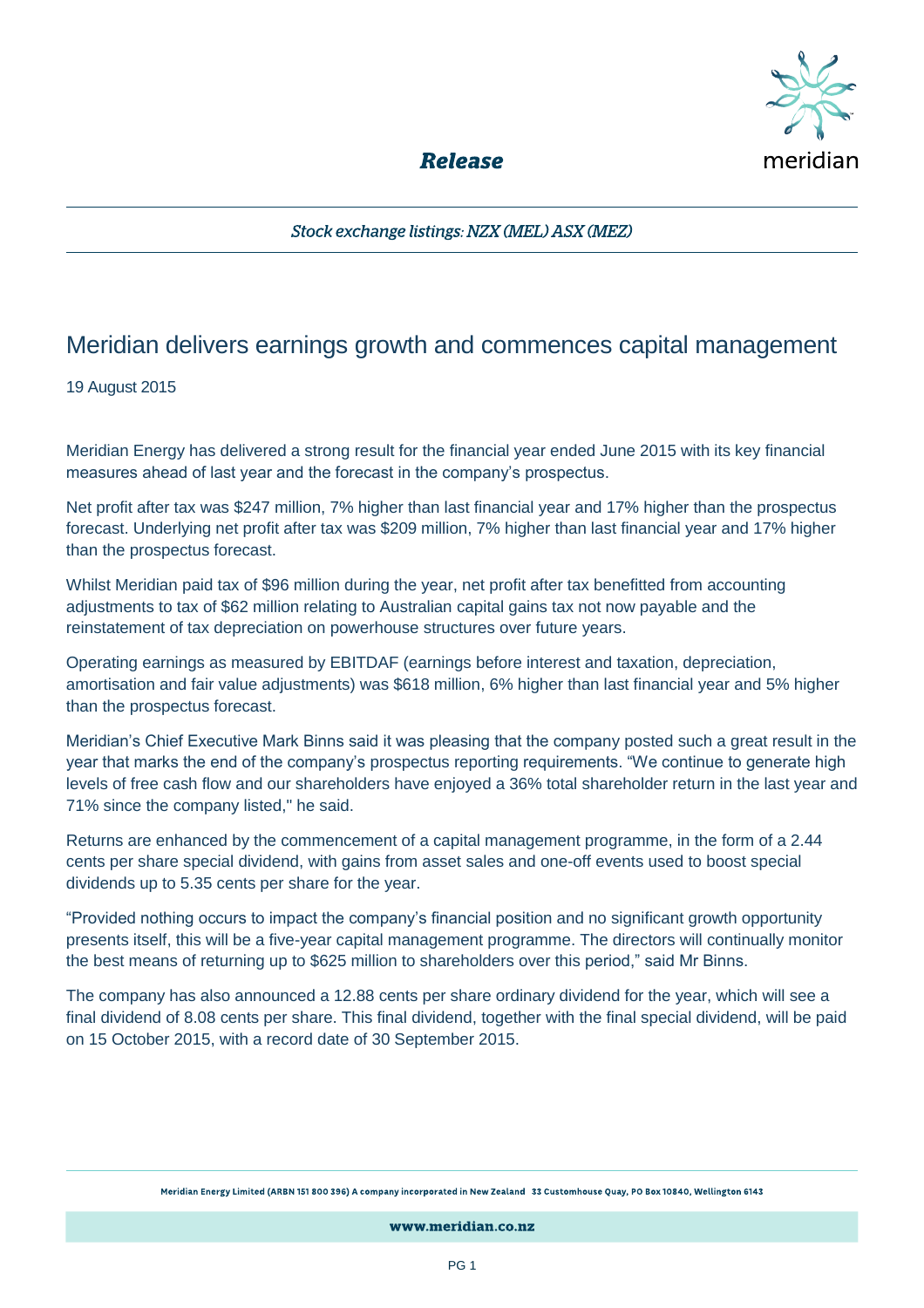*Release*

*Stock exchange listings: NZX (MEL) ASX (MEZ)*

# Meridian delivers earnings growth and commences capital management

19 August 2015

Meridian Energy has delivered a strong result for the financial year ended June 2015 with its key financial measures ahead of last year and the forecast in the company's prospectus.

Net profit after tax was $247 million, 7% higher than last financial year and 17% higher than the prospectus forecast. Underlying net profit after tax was $209 million, 7% higher than last financial year and 17% higher than the prospectus forecast.

Whilst Meridian paid tax of $96 million during the year, net profit after tax benefitted from accounting adjustments to tax of $62 million relating to Australian capital gains tax not now payable and the reinstatement of tax depreciation on powerhouse structures over future years.

Operating earnings as measured by EBITDAF (earnings before interest and taxation, depreciation, amortisation and fair value adjustments) was $618 million, 6% higher than last financial year and 5% higher than the prospectus forecast.

Meridian's Chief Executive Mark Binns said it was pleasing that the company posted such a great result in the year that marks the end of the company's prospectus reporting requirements. "We continue to generate high levels of free cash flow and our shareholders have enjoyed a 36% total shareholder return in the last year and 71% since the company listed," he said.

Returns are enhanced by the commencement of a capital management programme, in the form of a 2.44 cents per share special dividend, with gains from asset sales and one-off events used to boost special dividends up to 5.35 cents per share for the year.

"Provided nothing occurs to impact the company's financial position and no significant growth opportunity presents itself, this will be a five-year capital management programme. The directors will continually monitor the best means of returning up to $625 million to shareholders over this period," said Mr Binns.

The company has also announced a 12.88 cents per share ordinary dividend for the year, which will see a final dividend of 8.08 cents per share. This final dividend, together with the final special dividend, will be paid on 15 October 2015, with a record date of 30 September 2015.

Meridian Energy Limited (ARBN 151 800 396) A company incorporated in New Zealand 33 Customhouse Quay, PO Box 10840, Wellington 6143

www.meridian.co.nz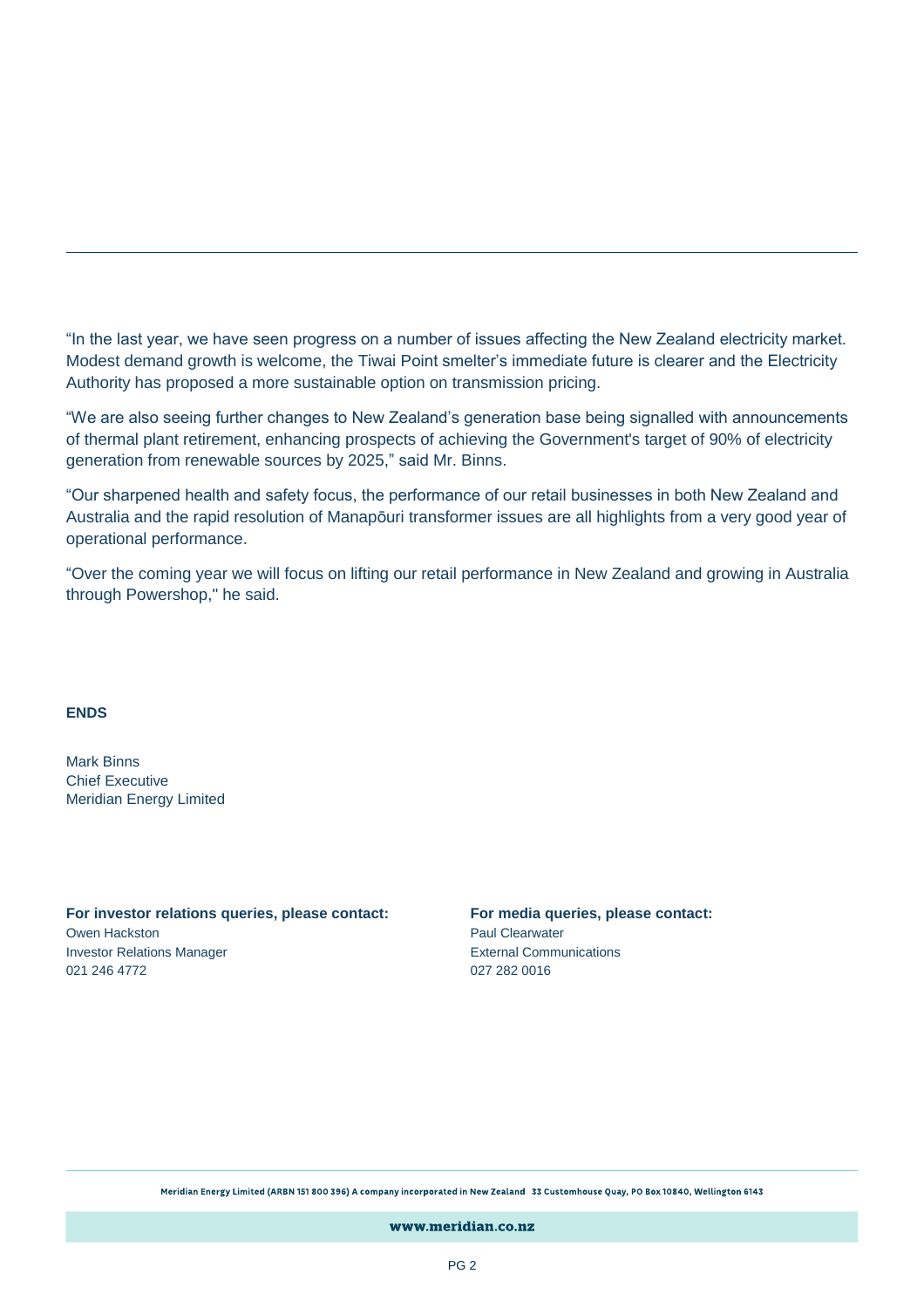“In the last year, we have seen progress on a number of issues affecting the New Zealand electricity market. Modest demand growth is welcome, the Tiwai Point smelter’s immediate future is clearer and the Electricity Authority has proposed a more sustainable option on transmission pricing.

“We are also seeing further changes to New Zealand’s generation base being signalled with announcements of thermal plant retirement, enhancing prospects of achieving the Government's target of 90% of electricity generation from renewable sources by 2025,” said Mr. Binns.

“Our sharpened health and safety focus, the performance of our retail businesses in both New Zealand and Australia and the rapid resolution of Manapōuri transformer issues are all highlights from a very good year of operational performance.

“Over the coming year we will focus on lifting our retail performance in New Zealand and growing in Australia through Powershop,” he said.

**ENDS**

Mark Binns
Chief Executive
Meridian Energy Limited

**For investor relations queries, please contact:**
Owen Hackston
Investor Relations Manager
021 246 4772

**For media queries, please contact:**
Paul Clearwater
External Communications
027 282 0016

Meridian Energy Limited (ARBN 151 800 396) A company incorporated in New Zealand 33 Customhouse Quay, PO Box 10840, Wellington 6143

www.meridian.co.nz